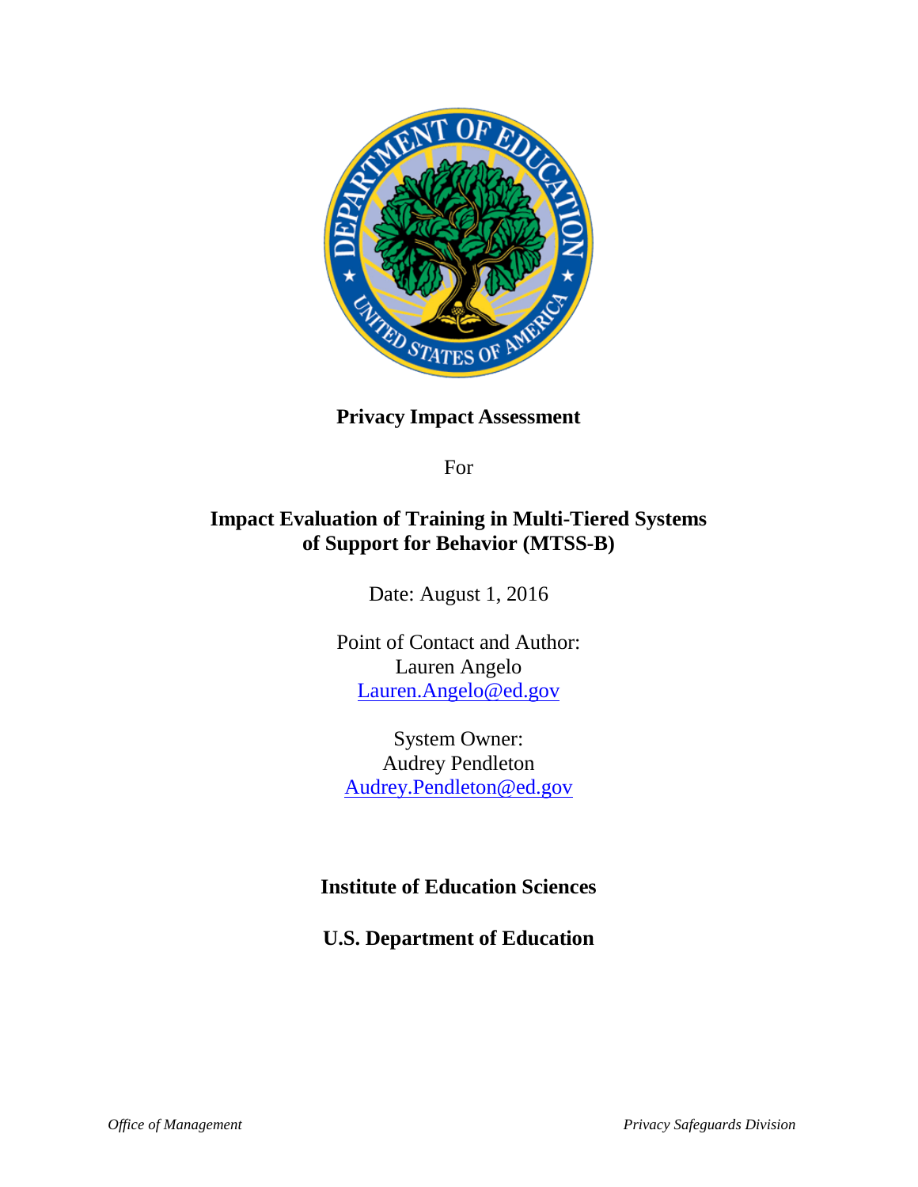**Privacy Impact Assessment**

For

# Impact Evaluation of Training in Multi-Tiered Systems of Support for Behavior (MTSS-B)

Date: August 1, 2016

Point of Contact and Author:
Lauren Angelo
Lauren.Angelo@ed.gov

System Owner:
Audrey Pendleton
Audrey.Pendleton@ed.gov

**Institute of Education Sciences**

**U.S. Department of Education**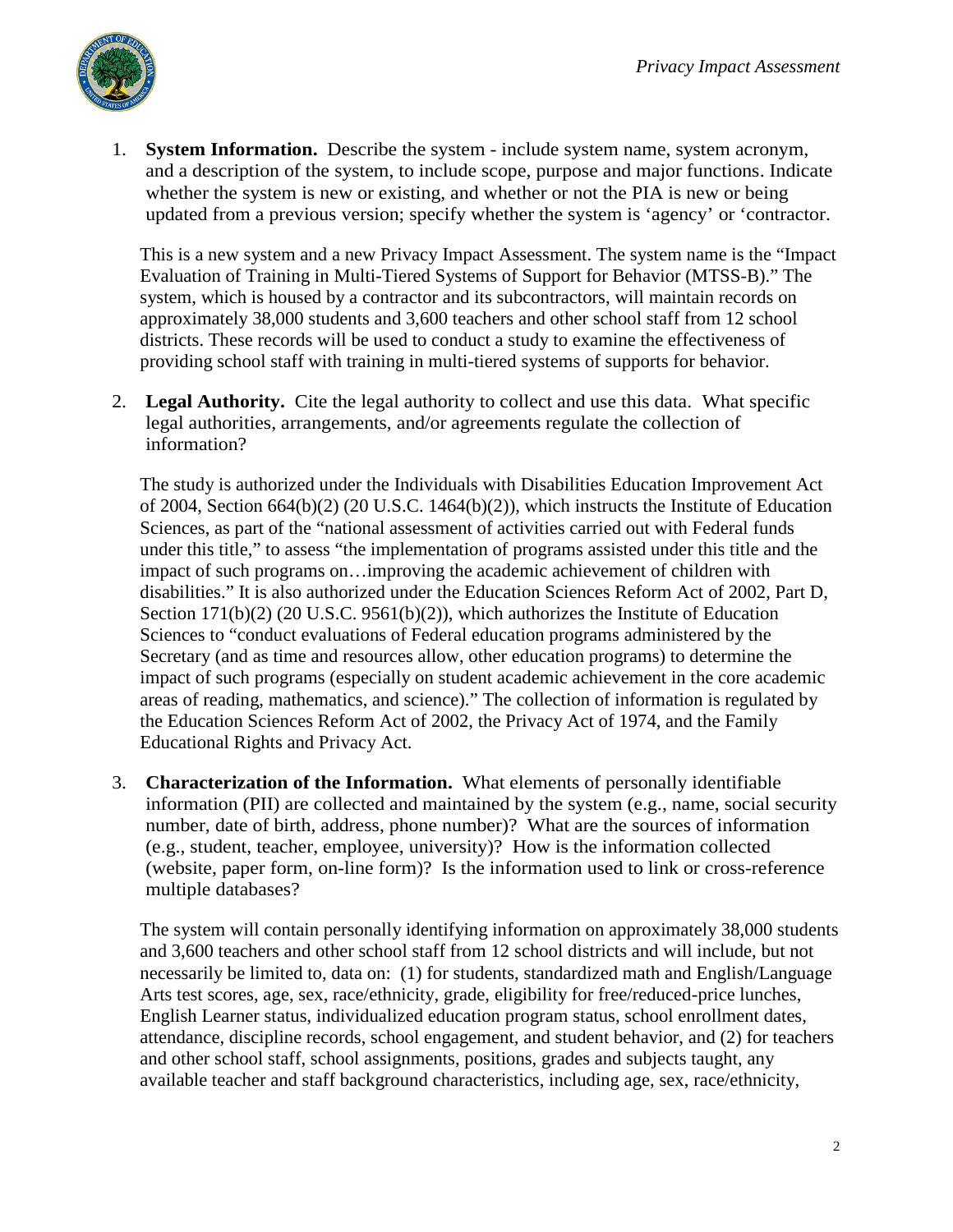1. **System Information.** Describe the system - include system name, system acronym, and a description of the system, to include scope, purpose and major functions. Indicate whether the system is new or existing, and whether or not the PIA is new or being updated from a previous version; specify whether the system is 'agency' or 'contractor.

   This is a new system and a new Privacy Impact Assessment. The system name is the "Impact Evaluation of Training in Multi-Tiered Systems of Support for Behavior (MTSS-B)." The system, which is housed by a contractor and its subcontractors, will maintain records on approximately 38,000 students and 3,600 teachers and other school staff from 12 school districts. These records will be used to conduct a study to examine the effectiveness of providing school staff with training in multi-tiered systems of supports for behavior.

2. **Legal Authority.** Cite the legal authority to collect and use this data. What specific legal authorities, arrangements, and/or agreements regulate the collection of information?

   The study is authorized under the Individuals with Disabilities Education Improvement Act of 2004, Section 664(b)(2) (20 U.S.C. 1464(b)(2)), which instructs the Institute of Education Sciences, as part of the "national assessment of activities carried out with Federal funds under this title," to assess "the implementation of programs assisted under this title and the impact of such programs on…improving the academic achievement of children with disabilities." It is also authorized under the Education Sciences Reform Act of 2002, Part D, Section 171(b)(2) (20 U.S.C. 9561(b)(2)), which authorizes the Institute of Education Sciences to "conduct evaluations of Federal education programs administered by the Secretary (and as time and resources allow, other education programs) to determine the impact of such programs (especially on student academic achievement in the core academic areas of reading, mathematics, and science)." The collection of information is regulated by the Education Sciences Reform Act of 2002, the Privacy Act of 1974, and the Family Educational Rights and Privacy Act.

3. **Characterization of the Information.** What elements of personally identifiable information (PII) are collected and maintained by the system (e.g., name, social security number, date of birth, address, phone number)? What are the sources of information (e.g., student, teacher, employee, university)? How is the information collected (website, paper form, on-line form)? Is the information used to link or cross-reference multiple databases?

   The system will contain personally identifying information on approximately 38,000 students and 3,600 teachers and other school staff from 12 school districts and will include, but not necessarily be limited to, data on: (1) for students, standardized math and English/Language Arts test scores, age, sex, race/ethnicity, grade, eligibility for free/reduced-price lunches, English Learner status, individualized education program status, school enrollment dates, attendance, discipline records, school engagement, and student behavior, and (2) for teachers and other school staff, school assignments, positions, grades and subjects taught, any available teacher and staff background characteristics, including age, sex, race/ethnicity,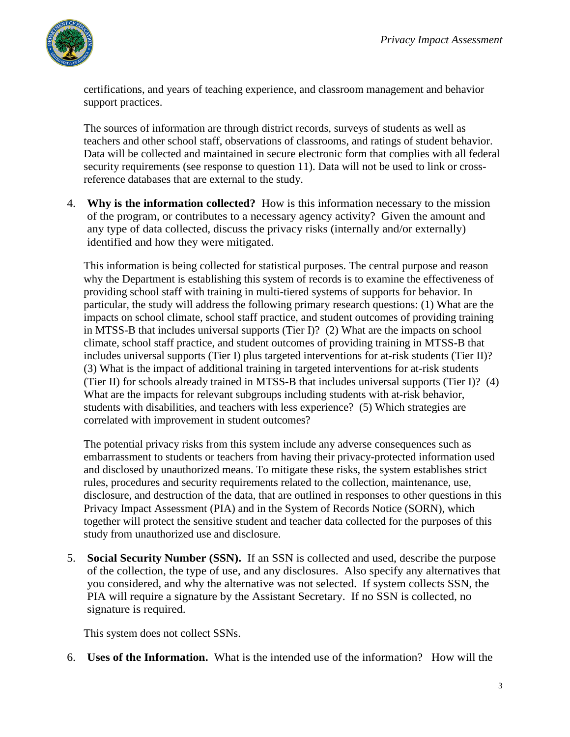certifications, and years of teaching experience, and classroom management and behavior support practices.

The sources of information are through district records, surveys of students as well as teachers and other school staff, observations of classrooms, and ratings of student behavior. Data will be collected and maintained in secure electronic form that complies with all federal security requirements (see response to question 11). Data will not be used to link or cross-reference databases that are external to the study.

4. **Why is the information collected?** How is this information necessary to the mission of the program, or contributes to a necessary agency activity? Given the amount and any type of data collected, discuss the privacy risks (internally and/or externally) identified and how they were mitigated.

   This information is being collected for statistical purposes. The central purpose and reason why the Department is establishing this system of records is to examine the effectiveness of providing school staff with training in multi-tiered systems of supports for behavior. In particular, the study will address the following primary research questions: (1) What are the impacts on school climate, school staff practice, and student outcomes of providing training in MTSS-B that includes universal supports (Tier I)? (2) What are the impacts on school climate, school staff practice, and student outcomes of providing training in MTSS-B that includes universal supports (Tier I) plus targeted interventions for at-risk students (Tier II)? (3) What is the impact of additional training in targeted interventions for at-risk students (Tier II) for schools already trained in MTSS-B that includes universal supports (Tier I)? (4) What are the impacts for relevant subgroups including students with at-risk behavior, students with disabilities, and teachers with less experience? (5) Which strategies are correlated with improvement in student outcomes?

   The potential privacy risks from this system include any adverse consequences such as embarrassment to students or teachers from having their privacy-protected information used and disclosed by unauthorized means. To mitigate these risks, the system establishes strict rules, procedures and security requirements related to the collection, maintenance, use, disclosure, and destruction of the data, that are outlined in responses to other questions in this Privacy Impact Assessment (PIA) and in the System of Records Notice (SORN), which together will protect the sensitive student and teacher data collected for the purposes of this study from unauthorized use and disclosure.

5. **Social Security Number (SSN).** If an SSN is collected and used, describe the purpose of the collection, the type of use, and any disclosures. Also specify any alternatives that you considered, and why the alternative was not selected. If system collects SSN, the PIA will require a signature by the Assistant Secretary. If no SSN is collected, no signature is required.

   This system does not collect SSNs.

6. **Uses of the Information.** What is the intended use of the information? How will the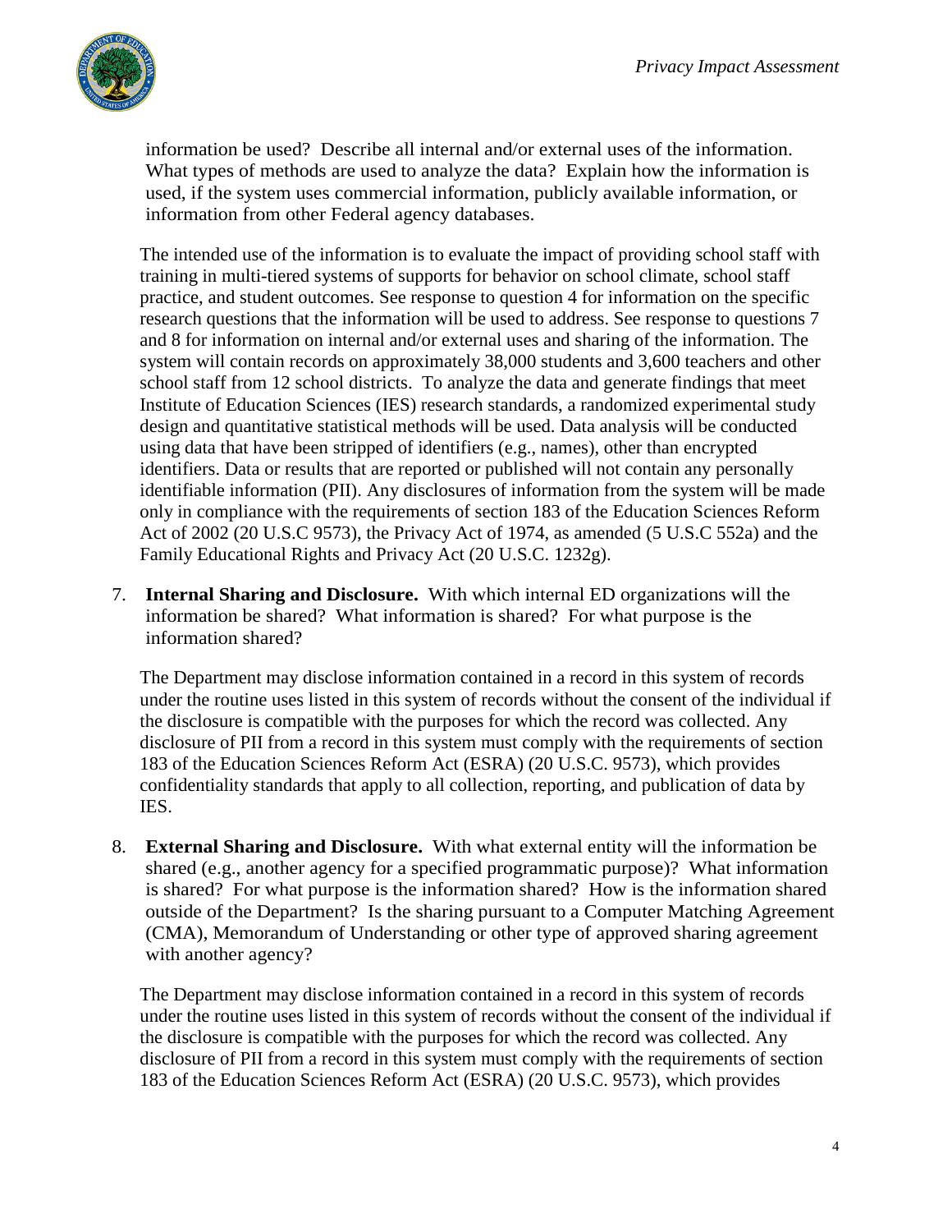information be used? Describe all internal and/or external uses of the information. What types of methods are used to analyze the data? Explain how the information is used, if the system uses commercial information, publicly available information, or information from other Federal agency databases.

The intended use of the information is to evaluate the impact of providing school staff with training in multi-tiered systems of supports for behavior on school climate, school staff practice, and student outcomes. See response to question 4 for information on the specific research questions that the information will be used to address. See response to questions 7 and 8 for information on internal and/or external uses and sharing of the information. The system will contain records on approximately 38,000 students and 3,600 teachers and other school staff from 12 school districts. To analyze the data and generate findings that meet Institute of Education Sciences (IES) research standards, a randomized experimental study design and quantitative statistical methods will be used. Data analysis will be conducted using data that have been stripped of identifiers (e.g., names), other than encrypted identifiers. Data or results that are reported or published will not contain any personally identifiable information (PII). Any disclosures of information from the system will be made only in compliance with the requirements of section 183 of the Education Sciences Reform Act of 2002 (20 U.S.C 9573), the Privacy Act of 1974, as amended (5 U.S.C 552a) and the Family Educational Rights and Privacy Act (20 U.S.C. 1232g).

7. **Internal Sharing and Disclosure.** With which internal ED organizations will the information be shared? What information is shared? For what purpose is the information shared?

   The Department may disclose information contained in a record in this system of records under the routine uses listed in this system of records without the consent of the individual if the disclosure is compatible with the purposes for which the record was collected. Any disclosure of PII from a record in this system must comply with the requirements of section 183 of the Education Sciences Reform Act (ESRA) (20 U.S.C. 9573), which provides confidentiality standards that apply to all collection, reporting, and publication of data by IES.

8. **External Sharing and Disclosure.** With what external entity will the information be shared (e.g., another agency for a specified programmatic purpose)? What information is shared? For what purpose is the information shared? How is the information shared outside of the Department? Is the sharing pursuant to a Computer Matching Agreement (CMA), Memorandum of Understanding or other type of approved sharing agreement with another agency?

   The Department may disclose information contained in a record in this system of records under the routine uses listed in this system of records without the consent of the individual if the disclosure is compatible with the purposes for which the record was collected. Any disclosure of PII from a record in this system must comply with the requirements of section 183 of the Education Sciences Reform Act (ESRA) (20 U.S.C. 9573), which provides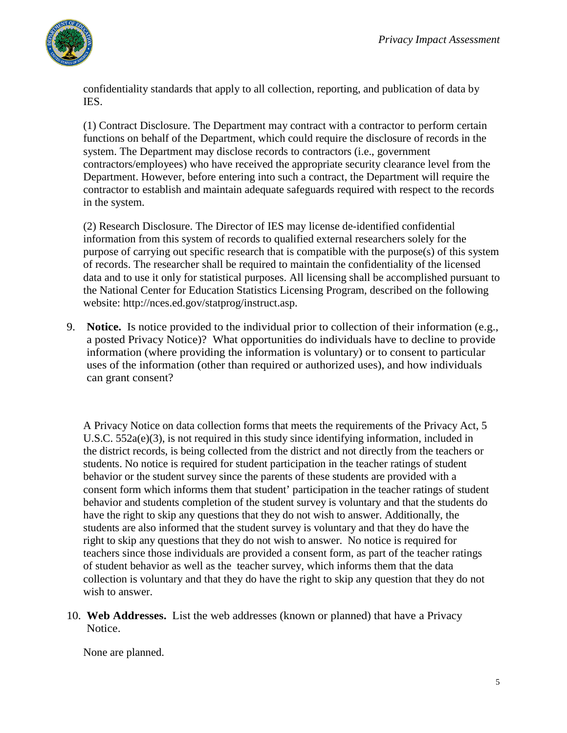confidentiality standards that apply to all collection, reporting, and publication of data by IES.

(1) Contract Disclosure. The Department may contract with a contractor to perform certain functions on behalf of the Department, which could require the disclosure of records in the system. The Department may disclose records to contractors (i.e., government contractors/employees) who have received the appropriate security clearance level from the Department. However, before entering into such a contract, the Department will require the contractor to establish and maintain adequate safeguards required with respect to the records in the system.

(2) Research Disclosure. The Director of IES may license de-identified confidential information from this system of records to qualified external researchers solely for the purpose of carrying out specific research that is compatible with the purpose(s) of this system of records. The researcher shall be required to maintain the confidentiality of the licensed data and to use it only for statistical purposes. All licensing shall be accomplished pursuant to the National Center for Education Statistics Licensing Program, described on the following website: http://nces.ed.gov/statprog/instruct.asp.

9. **Notice.** Is notice provided to the individual prior to collection of their information (e.g., a posted Privacy Notice)? What opportunities do individuals have to decline to provide information (where providing the information is voluntary) or to consent to particular uses of the information (other than required or authorized uses), and how individuals can grant consent?

A Privacy Notice on data collection forms that meets the requirements of the Privacy Act, 5 U.S.C. 552a(e)(3), is not required in this study since identifying information, included in the district records, is being collected from the district and not directly from the teachers or students. No notice is required for student participation in the teacher ratings of student behavior or the student survey since the parents of these students are provided with a consent form which informs them that student' participation in the teacher ratings of student behavior and students completion of the student survey is voluntary and that the students do have the right to skip any questions that they do not wish to answer. Additionally, the students are also informed that the student survey is voluntary and that they do have the right to skip any questions that they do not wish to answer. No notice is required for teachers since those individuals are provided a consent form, as part of the teacher ratings of student behavior as well as the teacher survey, which informs them that the data collection is voluntary and that they do have the right to skip any question that they do not wish to answer.

10. **Web Addresses.** List the web addresses (known or planned) that have a Privacy Notice.

None are planned.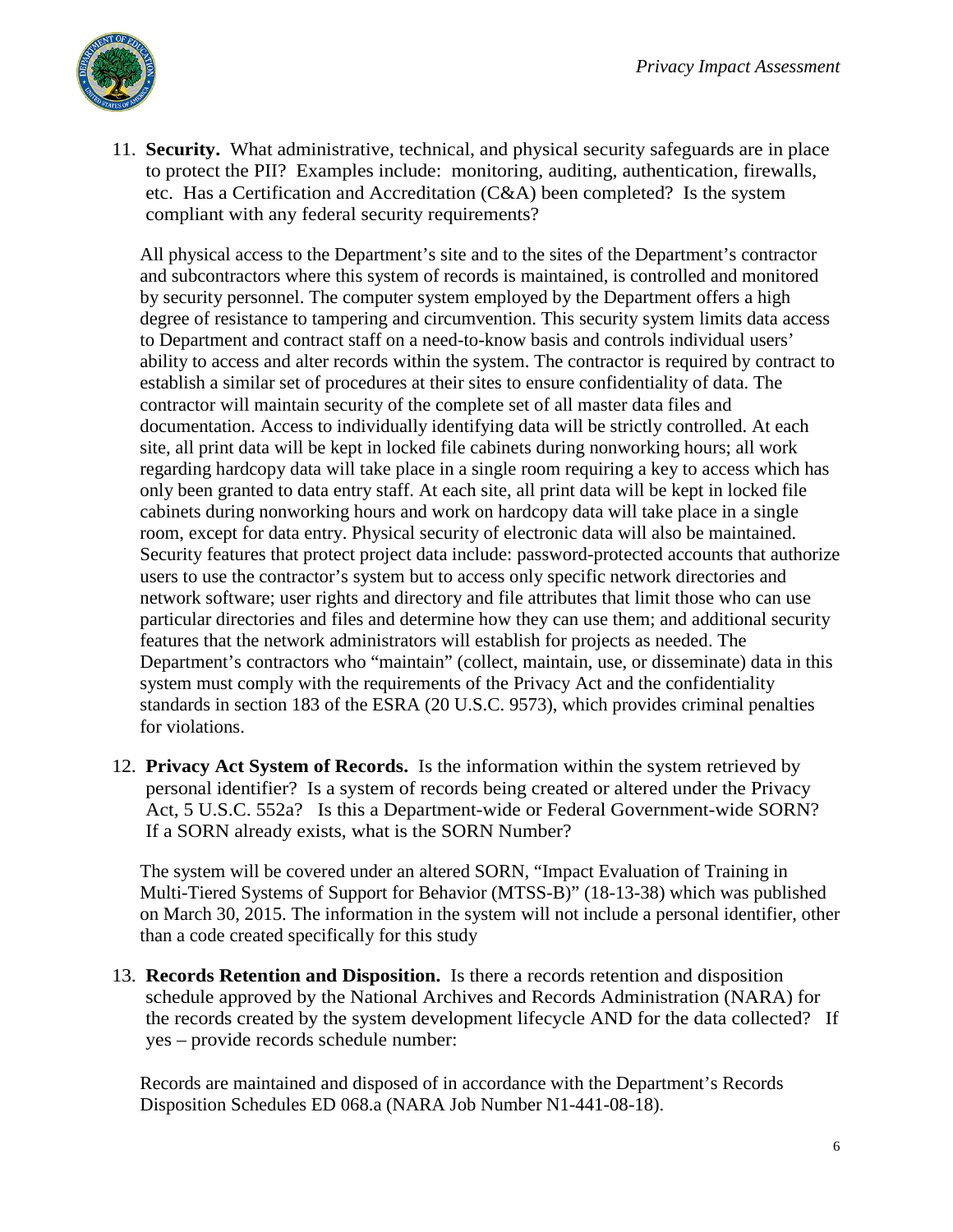11. **Security.** What administrative, technical, and physical security safeguards are in place to protect the PII? Examples include: monitoring, auditing, authentication, firewalls, etc. Has a Certification and Accreditation (C&A) been completed? Is the system compliant with any federal security requirements?

    All physical access to the Department's site and to the sites of the Department's contractor and subcontractors where this system of records is maintained, is controlled and monitored by security personnel. The computer system employed by the Department offers a high degree of resistance to tampering and circumvention. This security system limits data access to Department and contract staff on a need-to-know basis and controls individual users' ability to access and alter records within the system. The contractor is required by contract to establish a similar set of procedures at their sites to ensure confidentiality of data. The contractor will maintain security of the complete set of all master data files and documentation. Access to individually identifying data will be strictly controlled. At each site, all print data will be kept in locked file cabinets during nonworking hours; all work regarding hardcopy data will take place in a single room requiring a key to access which has only been granted to data entry staff. At each site, all print data will be kept in locked file cabinets during nonworking hours and work on hardcopy data will take place in a single room, except for data entry. Physical security of electronic data will also be maintained. Security features that protect project data include: password-protected accounts that authorize users to use the contractor's system but to access only specific network directories and network software; user rights and directory and file attributes that limit those who can use particular directories and files and determine how they can use them; and additional security features that the network administrators will establish for projects as needed. The Department's contractors who "maintain" (collect, maintain, use, or disseminate) data in this system must comply with the requirements of the Privacy Act and the confidentiality standards in section 183 of the ESRA (20 U.S.C. 9573), which provides criminal penalties for violations.

12. **Privacy Act System of Records.** Is the information within the system retrieved by personal identifier? Is a system of records being created or altered under the Privacy Act, 5 U.S.C. 552a? Is this a Department-wide or Federal Government-wide SORN? If a SORN already exists, what is the SORN Number?

    The system will be covered under an altered SORN, "Impact Evaluation of Training in Multi-Tiered Systems of Support for Behavior (MTSS-B)" (18-13-38) which was published on March 30, 2015. The information in the system will not include a personal identifier, other than a code created specifically for this study

13. **Records Retention and Disposition.** Is there a records retention and disposition schedule approved by the National Archives and Records Administration (NARA) for the records created by the system development lifecycle AND for the data collected? If yes – provide records schedule number:

    Records are maintained and disposed of in accordance with the Department's Records Disposition Schedules ED 068.a (NARA Job Number N1-441-08-18).